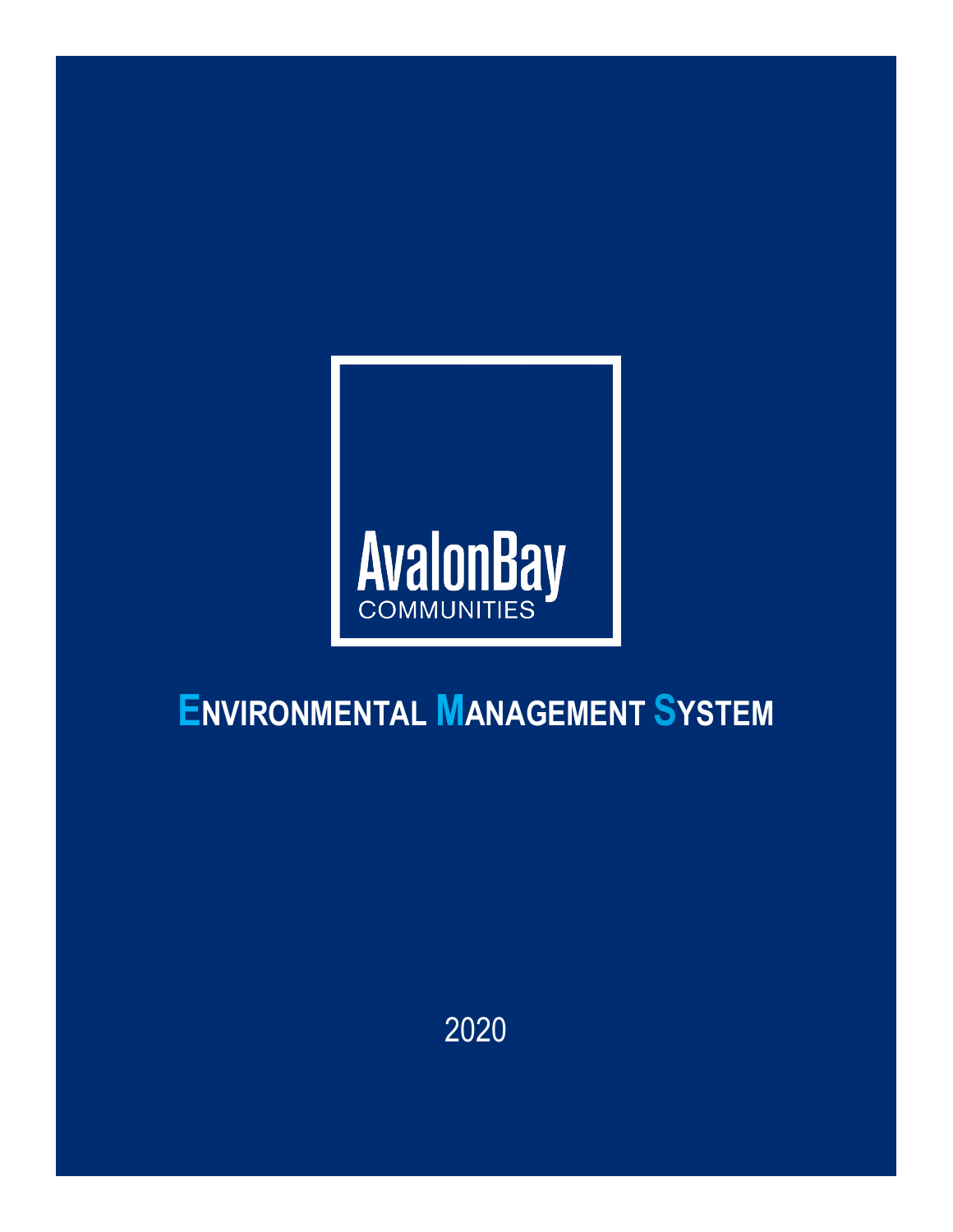AvalonBay

COMMUNITIES

# Environmental Management System

2020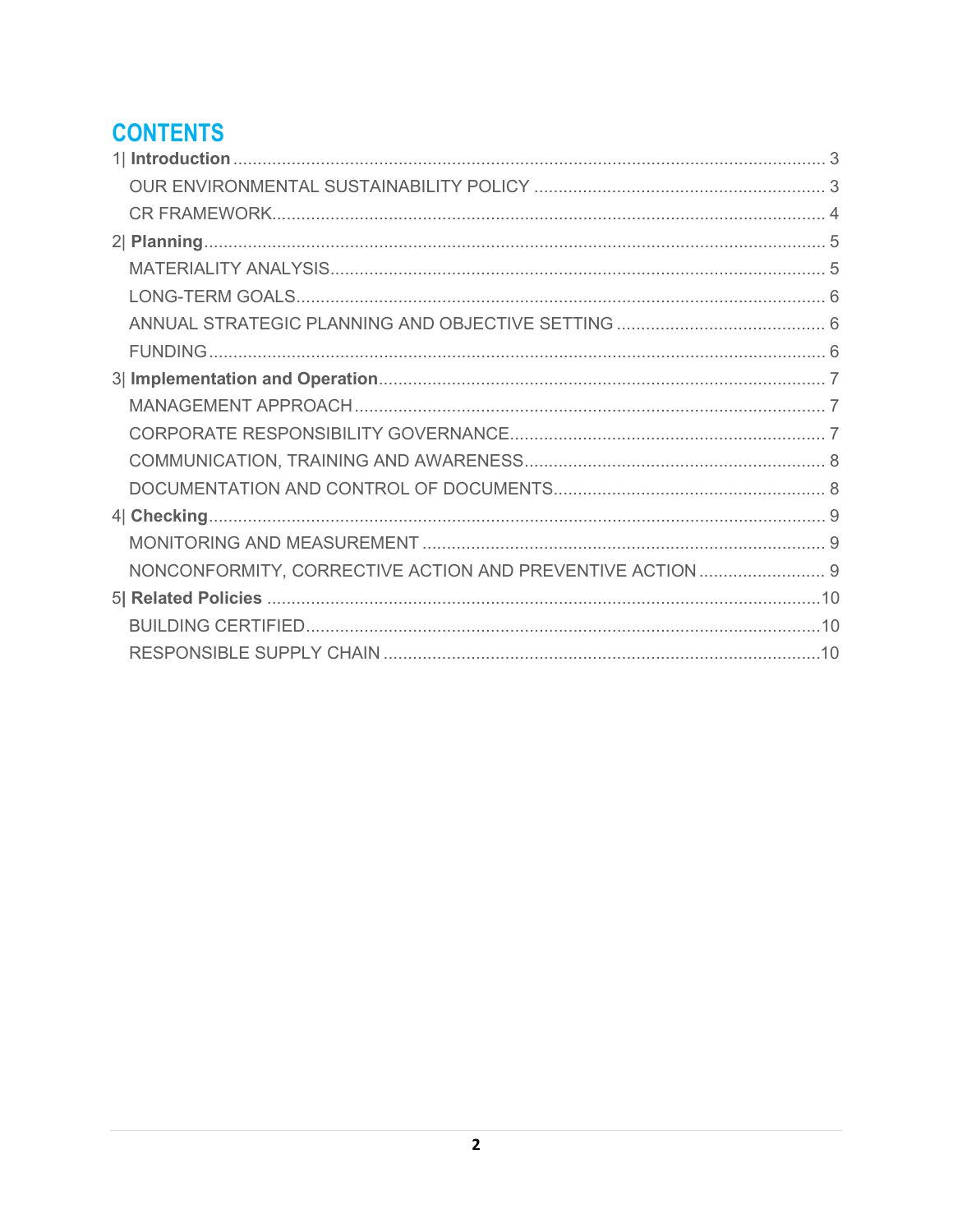# CONTENTS

1| **Introduction** ..... 3
- OUR ENVIRONMENTAL SUSTAINABILITY POLICY ..... 3
- CR FRAMEWORK ..... 4

2| **Planning** ..... 5
- MATERIALITY ANALYSIS ..... 5
- LONG-TERM GOALS ..... 6
- ANNUAL STRATEGIC PLANNING AND OBJECTIVE SETTING ..... 6
- FUNDING ..... 6

3| **Implementation and Operation** ..... 7
- MANAGEMENT APPROACH ..... 7
- CORPORATE RESPONSIBILITY GOVERNANCE ..... 7
- COMMUNICATION, TRAINING AND AWARENESS ..... 8
- DOCUMENTATION AND CONTROL OF DOCUMENTS ..... 8

4| **Checking** ..... 9
- MONITORING AND MEASUREMENT ..... 9
- NONCONFORMITY, CORRECTIVE ACTION AND PREVENTIVE ACTION ..... 9

5**| Related Policies** ..... 10
- BUILDING CERTIFIED ..... 10
- RESPONSIBLE SUPPLY CHAIN ..... 10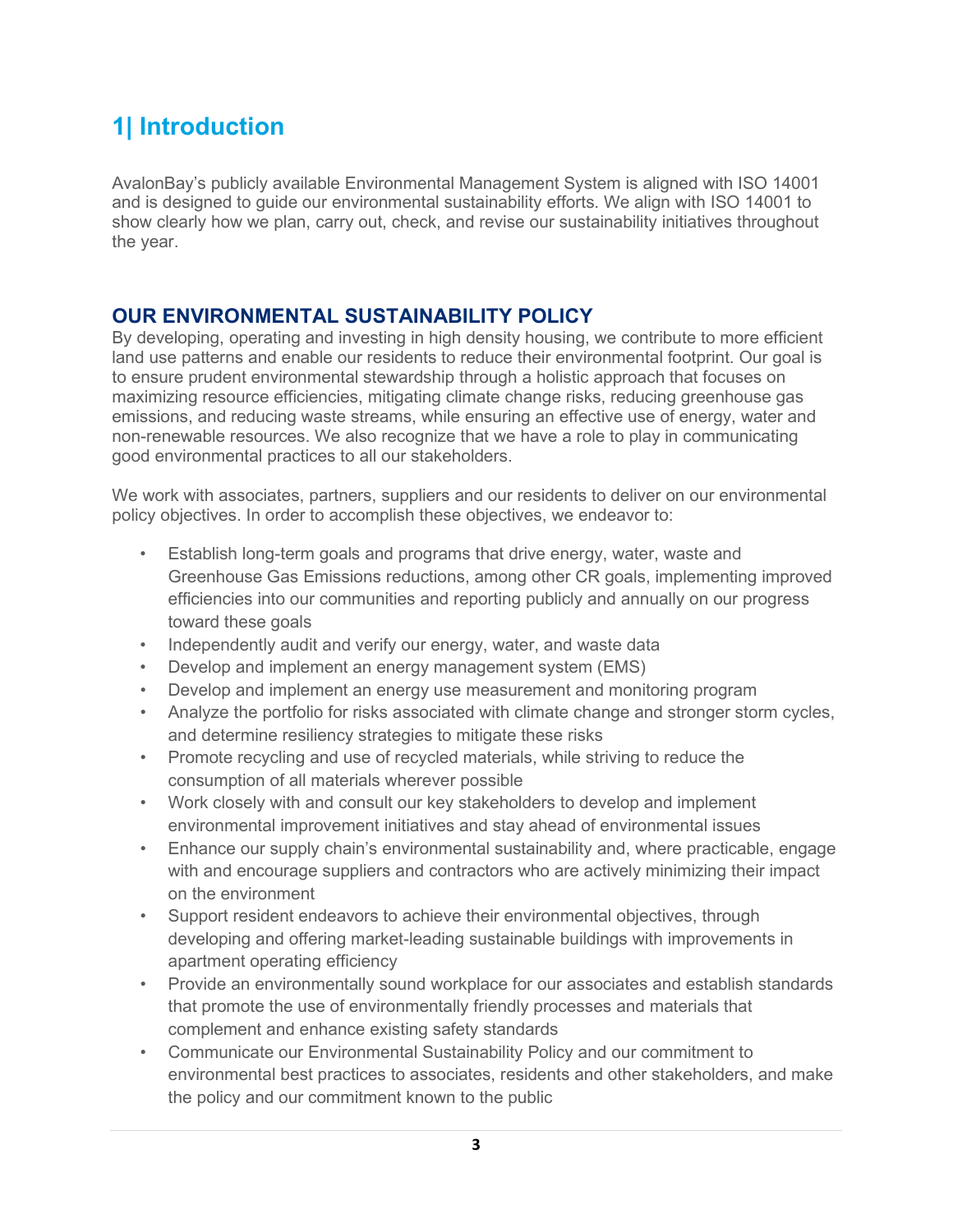# 1| Introduction

AvalonBay's publicly available Environmental Management System is aligned with ISO 14001 and is designed to guide our environmental sustainability efforts. We align with ISO 14001 to show clearly how we plan, carry out, check, and revise our sustainability initiatives throughout the year.

## OUR ENVIRONMENTAL SUSTAINABILITY POLICY

By developing, operating and investing in high density housing, we contribute to more efficient land use patterns and enable our residents to reduce their environmental footprint. Our goal is to ensure prudent environmental stewardship through a holistic approach that focuses on maximizing resource efficiencies, mitigating climate change risks, reducing greenhouse gas emissions, and reducing waste streams, while ensuring an effective use of energy, water and non-renewable resources. We also recognize that we have a role to play in communicating good environmental practices to all our stakeholders.

We work with associates, partners, suppliers and our residents to deliver on our environmental policy objectives. In order to accomplish these objectives, we endeavor to:

- Establish long-term goals and programs that drive energy, water, waste and Greenhouse Gas Emissions reductions, among other CR goals, implementing improved efficiencies into our communities and reporting publicly and annually on our progress toward these goals
- Independently audit and verify our energy, water, and waste data
- Develop and implement an energy management system (EMS)
- Develop and implement an energy use measurement and monitoring program
- Analyze the portfolio for risks associated with climate change and stronger storm cycles, and determine resiliency strategies to mitigate these risks
- Promote recycling and use of recycled materials, while striving to reduce the consumption of all materials wherever possible
- Work closely with and consult our key stakeholders to develop and implement environmental improvement initiatives and stay ahead of environmental issues
- Enhance our supply chain's environmental sustainability and, where practicable, engage with and encourage suppliers and contractors who are actively minimizing their impact on the environment
- Support resident endeavors to achieve their environmental objectives, through developing and offering market-leading sustainable buildings with improvements in apartment operating efficiency
- Provide an environmentally sound workplace for our associates and establish standards that promote the use of environmentally friendly processes and materials that complement and enhance existing safety standards
- Communicate our Environmental Sustainability Policy and our commitment to environmental best practices to associates, residents and other stakeholders, and make the policy and our commitment known to the public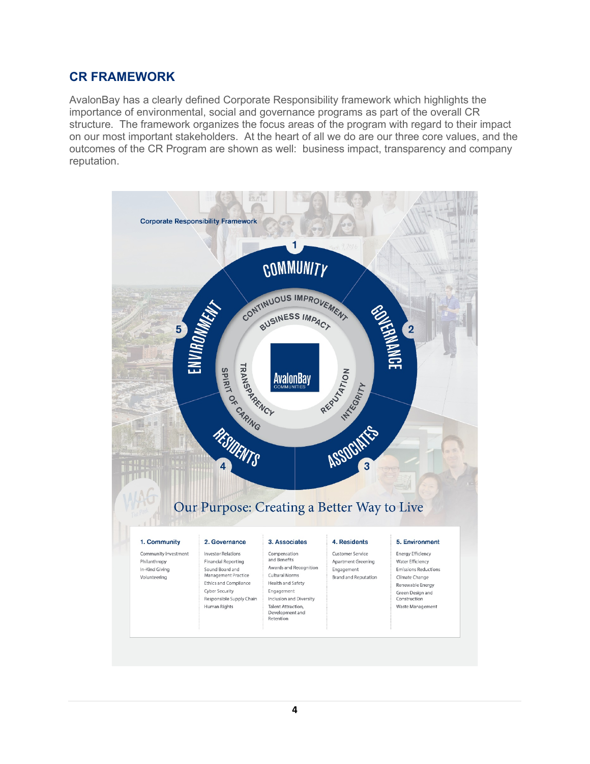## CR FRAMEWORK

AvalonBay has a clearly defined Corporate Responsibility framework which highlights the importance of environmental, social and governance programs as part of the overall CR structure. The framework organizes the focus areas of the program with regard to their impact on our most important stakeholders. At the heart of all we do are our three core values, and the outcomes of the CR Program are shown as well: business impact, transparency and company reputation.

Corporate Responsibility Framework

1 COMMUNITY
2 GOVERNANCE
3 ASSOCIATES
4 RESIDENTS
5 ENVIRONMENT

CONTINUOUS IMPROVEMENT · INTEGRITY · SPIRIT OF CARING

BUSINESS IMPACT · REPUTATION · TRANSPARENCY

AvalonBay COMMUNITIES

Our Purpose: Creating a Better Way to Live

| 1. Community | 2. Governance | 3. Associates | 4. Residents | 5. Environment |
|---|---|---|---|---|
| Community Investment | Investor Relations | Compensation and Benefits | Customer Service | Energy Efficiency |
| Philanthropy | Financial Reporting | Awards and Recognition | Apartment Greening | Water Efficiency |
| In-Kind Giving | Sound Board and Management Practice | Cultural Norms | Engagement | Emissions Reductions |
| Volunteering | Ethics and Compliance | Health and Safety | Brand and Reputation | Climate Change |
| | Cyber Security | Engagement | | Renewable Energy |
| | Responsible Supply Chain | Inclusion and Diversity | | Green Design and Construction |
| | Human Rights | Talent Attraction, Development and Retention | | Waste Management |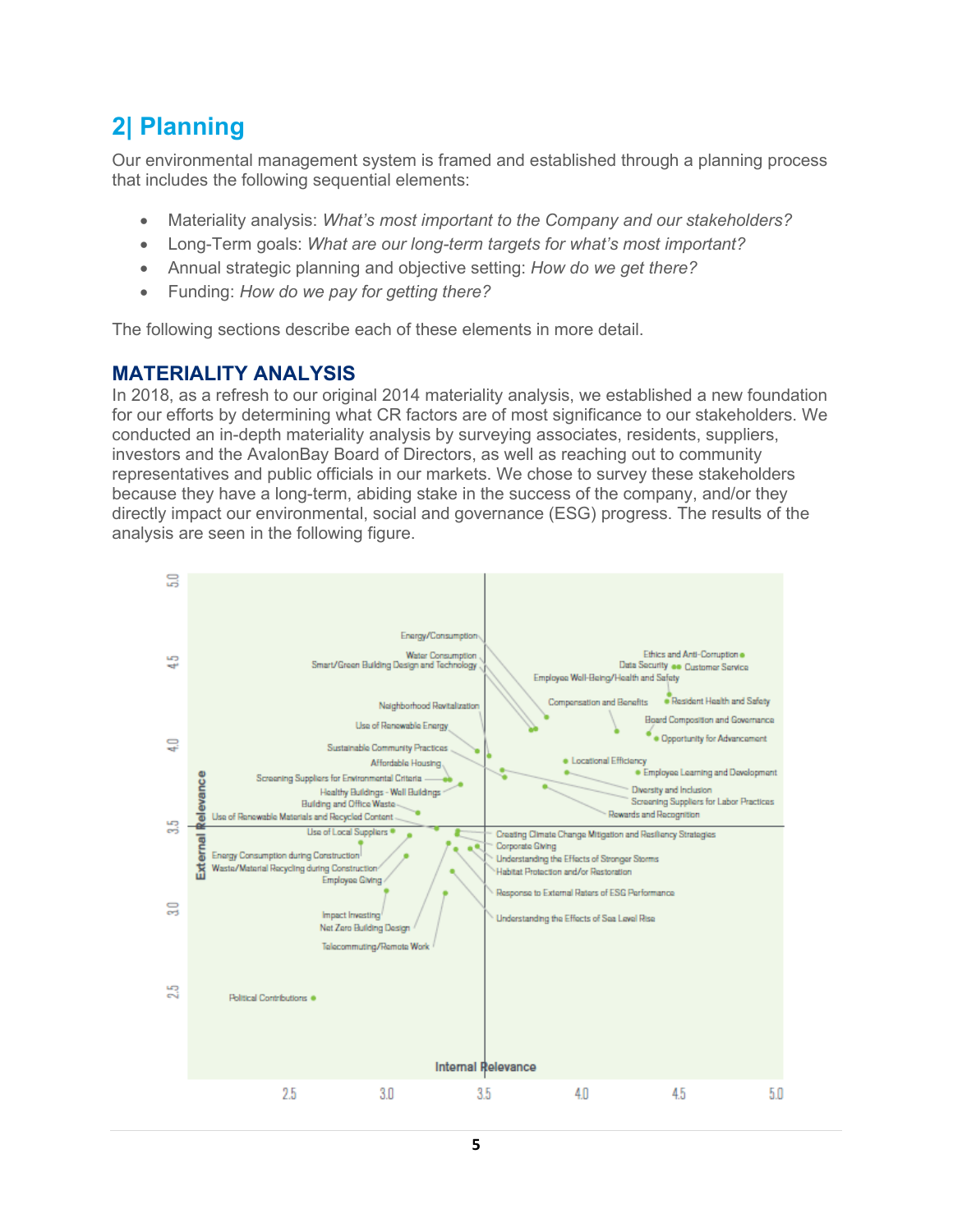## 2| Planning

Our environmental management system is framed and established through a planning process that includes the following sequential elements:

- Materiality analysis: *What's most important to the Company and our stakeholders?*
- Long-Term goals: *What are our long-term targets for what's most important?*
- Annual strategic planning and objective setting: *How do we get there?*
- Funding: *How do we pay for getting there?*

The following sections describe each of these elements in more detail.

### MATERIALITY ANALYSIS

In 2018, as a refresh to our original 2014 materiality analysis, we established a new foundation for our efforts by determining what CR factors are of most significance to our stakeholders. We conducted an in-depth materiality analysis by surveying associates, residents, suppliers, investors and the AvalonBay Board of Directors, as well as reaching out to community representatives and public officials in our markets. We chose to survey these stakeholders because they have a long-term, abiding stake in the success of the company, and/or they directly impact our environmental, social and governance (ESG) progress. The results of the analysis are seen in the following figure.

External Relevance (vertical axis: 2.5, 3.0, 3.5, 4.0, 4.5, 5.0)

Internal Relevance (horizontal axis: 2.5, 3.0, 3.5, 4.0, 4.5, 5.0)

Energy/Consumption
Water Consumption
Smart/Green Building Design and Technology
Ethics and Anti-Corruption
Data Security
Customer Service
Employee Well-Being/Health and Safety
Neighborhood Revitalization
Compensation and Benefits
Resident Health and Safety
Use of Renewable Energy
Board Composition and Governance
Opportunity for Advancement
Sustainable Community Practices
Affordable Housing
Locational Efficiency
Screening Suppliers for Environmental Criteria
Employee Learning and Development
Healthy Buildings - Well Buildings
Diversity and Inclusion
Building and Office Waste
Screening Suppliers for Labor Practices
Use of Renewable Materials and Recycled Content
Rewards and Recognition
Use of Local Suppliers
Creating Climate Change Mitigation and Resiliency Strategies
Corporate Giving
Energy Consumption during Construction
Understanding the Effects of Stronger Storms
Waste/Material Recycling during Construction
Habitat Protection and/or Restoration
Employee Giving
Response to External Raters of ESG Performance
Impact Investing
Understanding the Effects of Sea Level Rise
Net Zero Building Design
Telecommuting/Remote Work
Political Contributions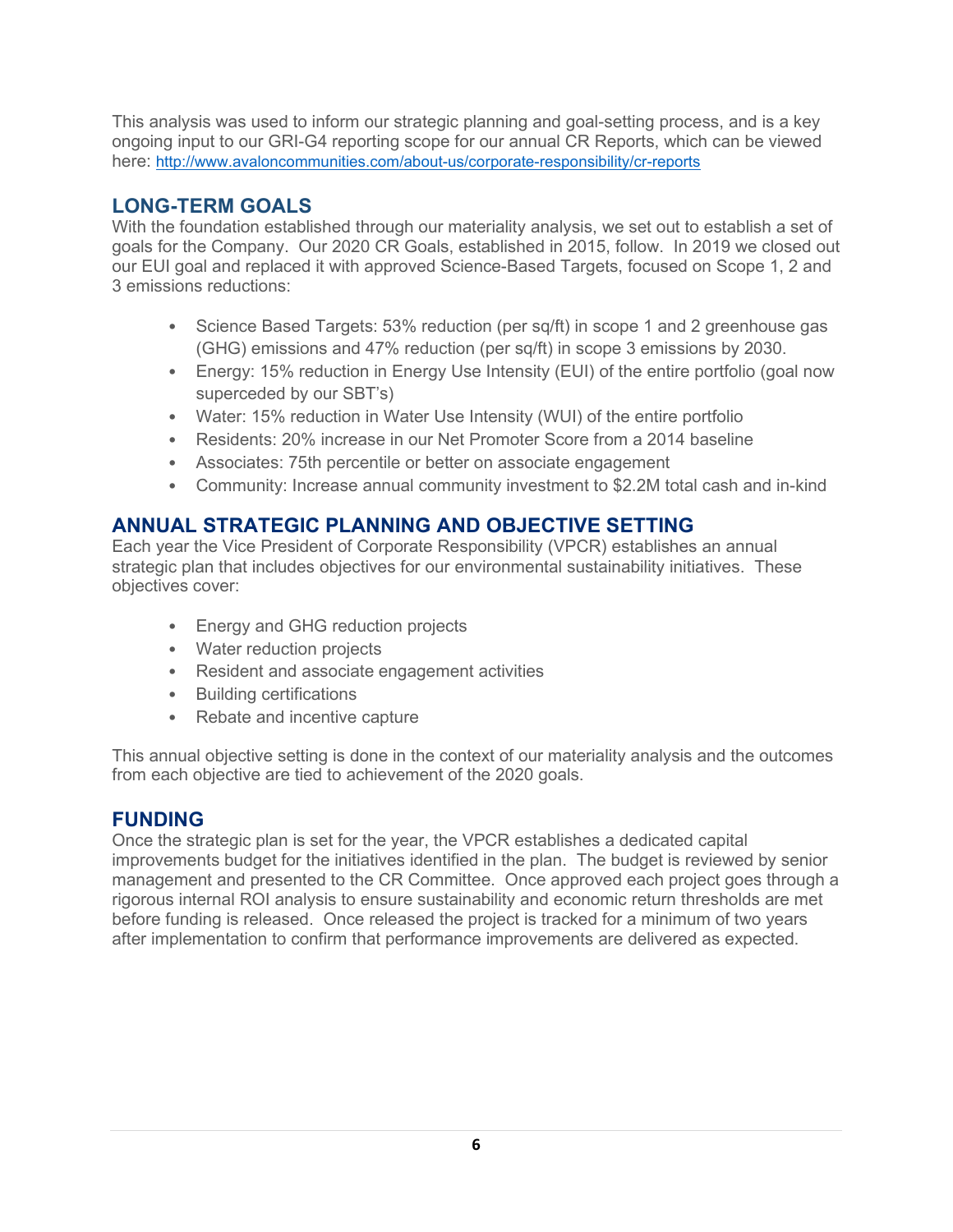This analysis was used to inform our strategic planning and goal-setting process, and is a key ongoing input to our GRI-G4 reporting scope for our annual CR Reports, which can be viewed here: http://www.avaloncommunities.com/about-us/corporate-responsibility/cr-reports

## LONG-TERM GOALS

With the foundation established through our materiality analysis, we set out to establish a set of goals for the Company. Our 2020 CR Goals, established in 2015, follow. In 2019 we closed out our EUI goal and replaced it with approved Science-Based Targets, focused on Scope 1, 2 and 3 emissions reductions:

- Science Based Targets: 53% reduction (per sq/ft) in scope 1 and 2 greenhouse gas (GHG) emissions and 47% reduction (per sq/ft) in scope 3 emissions by 2030.
- Energy: 15% reduction in Energy Use Intensity (EUI) of the entire portfolio (goal now superceded by our SBT's)
- Water: 15% reduction in Water Use Intensity (WUI) of the entire portfolio
- Residents: 20% increase in our Net Promoter Score from a 2014 baseline
- Associates: 75th percentile or better on associate engagement
- Community: Increase annual community investment to $2.2M total cash and in-kind

## ANNUAL STRATEGIC PLANNING AND OBJECTIVE SETTING

Each year the Vice President of Corporate Responsibility (VPCR) establishes an annual strategic plan that includes objectives for our environmental sustainability initiatives. These objectives cover:

- Energy and GHG reduction projects
- Water reduction projects
- Resident and associate engagement activities
- Building certifications
- Rebate and incentive capture

This annual objective setting is done in the context of our materiality analysis and the outcomes from each objective are tied to achievement of the 2020 goals.

## FUNDING

Once the strategic plan is set for the year, the VPCR establishes a dedicated capital improvements budget for the initiatives identified in the plan. The budget is reviewed by senior management and presented to the CR Committee. Once approved each project goes through a rigorous internal ROI analysis to ensure sustainability and economic return thresholds are met before funding is released. Once released the project is tracked for a minimum of two years after implementation to confirm that performance improvements are delivered as expected.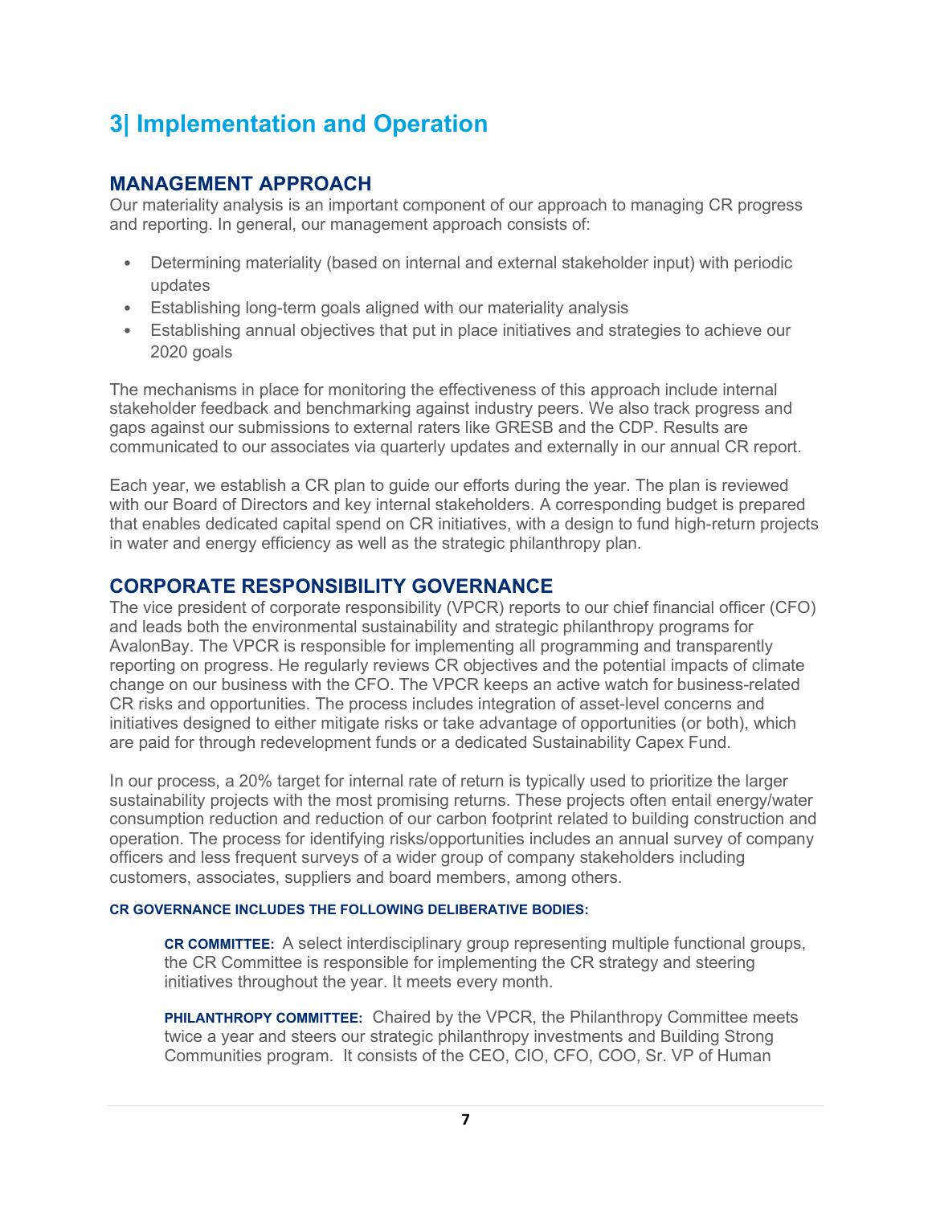# 3| Implementation and Operation

## MANAGEMENT APPROACH

Our materiality analysis is an important component of our approach to managing CR progress and reporting. In general, our management approach consists of:

- Determining materiality (based on internal and external stakeholder input) with periodic updates
- Establishing long-term goals aligned with our materiality analysis
- Establishing annual objectives that put in place initiatives and strategies to achieve our 2020 goals

The mechanisms in place for monitoring the effectiveness of this approach include internal stakeholder feedback and benchmarking against industry peers. We also track progress and gaps against our submissions to external raters like GRESB and the CDP. Results are communicated to our associates via quarterly updates and externally in our annual CR report.

Each year, we establish a CR plan to guide our efforts during the year. The plan is reviewed with our Board of Directors and key internal stakeholders. A corresponding budget is prepared that enables dedicated capital spend on CR initiatives, with a design to fund high-return projects in water and energy efficiency as well as the strategic philanthropy plan.

## CORPORATE RESPONSIBILITY GOVERNANCE

The vice president of corporate responsibility (VPCR) reports to our chief financial officer (CFO) and leads both the environmental sustainability and strategic philanthropy programs for AvalonBay. The VPCR is responsible for implementing all programming and transparently reporting on progress. He regularly reviews CR objectives and the potential impacts of climate change on our business with the CFO. The VPCR keeps an active watch for business-related CR risks and opportunities. The process includes integration of asset-level concerns and initiatives designed to either mitigate risks or take advantage of opportunities (or both), which are paid for through redevelopment funds or a dedicated Sustainability Capex Fund.

In our process, a 20% target for internal rate of return is typically used to prioritize the larger sustainability projects with the most promising returns. These projects often entail energy/water consumption reduction and reduction of our carbon footprint related to building construction and operation. The process for identifying risks/opportunities includes an annual survey of company officers and less frequent surveys of a wider group of company stakeholders including customers, associates, suppliers and board members, among others.

#### CR GOVERNANCE INCLUDES THE FOLLOWING DELIBERATIVE BODIES:

**CR COMMITTEE:** A select interdisciplinary group representing multiple functional groups, the CR Committee is responsible for implementing the CR strategy and steering initiatives throughout the year. It meets every month.

**PHILANTHROPY COMMITTEE:** Chaired by the VPCR, the Philanthropy Committee meets twice a year and steers our strategic philanthropy investments and Building Strong Communities program. It consists of the CEO, CIO, CFO, COO, Sr. VP of Human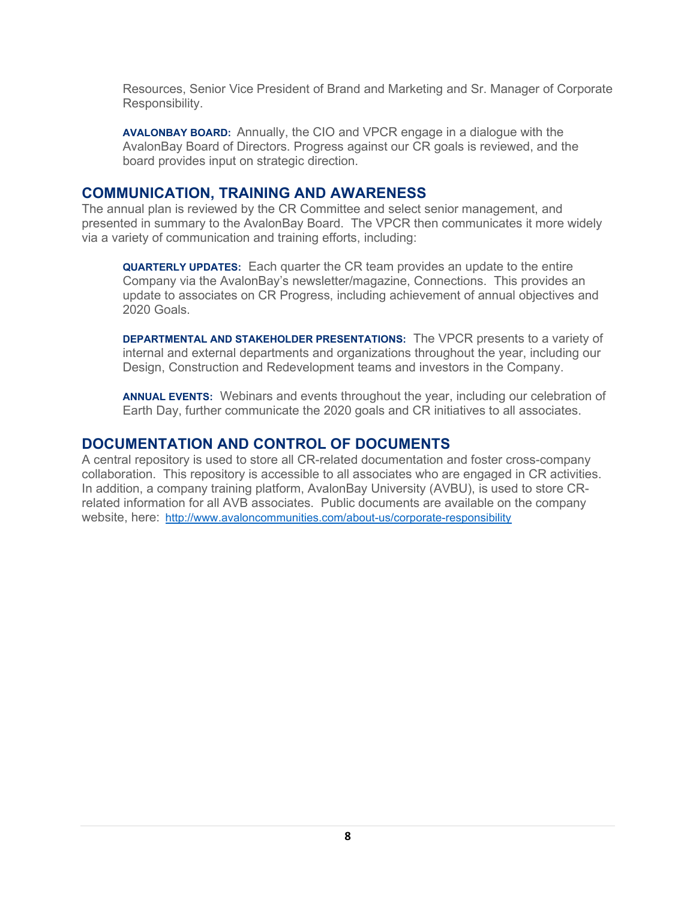Resources, Senior Vice President of Brand and Marketing and Sr. Manager of Corporate Responsibility.

**AVALONBAY BOARD:** Annually, the CIO and VPCR engage in a dialogue with the AvalonBay Board of Directors. Progress against our CR goals is reviewed, and the board provides input on strategic direction.

## COMMUNICATION, TRAINING AND AWARENESS

The annual plan is reviewed by the CR Committee and select senior management, and presented in summary to the AvalonBay Board. The VPCR then communicates it more widely via a variety of communication and training efforts, including:

**QUARTERLY UPDATES:** Each quarter the CR team provides an update to the entire Company via the AvalonBay's newsletter/magazine, Connections. This provides an update to associates on CR Progress, including achievement of annual objectives and 2020 Goals.

**DEPARTMENTAL AND STAKEHOLDER PRESENTATIONS:** The VPCR presents to a variety of internal and external departments and organizations throughout the year, including our Design, Construction and Redevelopment teams and investors in the Company.

**ANNUAL EVENTS:** Webinars and events throughout the year, including our celebration of Earth Day, further communicate the 2020 goals and CR initiatives to all associates.

## DOCUMENTATION AND CONTROL OF DOCUMENTS

A central repository is used to store all CR-related documentation and foster cross-company collaboration. This repository is accessible to all associates who are engaged in CR activities. In addition, a company training platform, AvalonBay University (AVBU), is used to store CR-related information for all AVB associates. Public documents are available on the company website, here: http://www.avaloncommunities.com/about-us/corporate-responsibility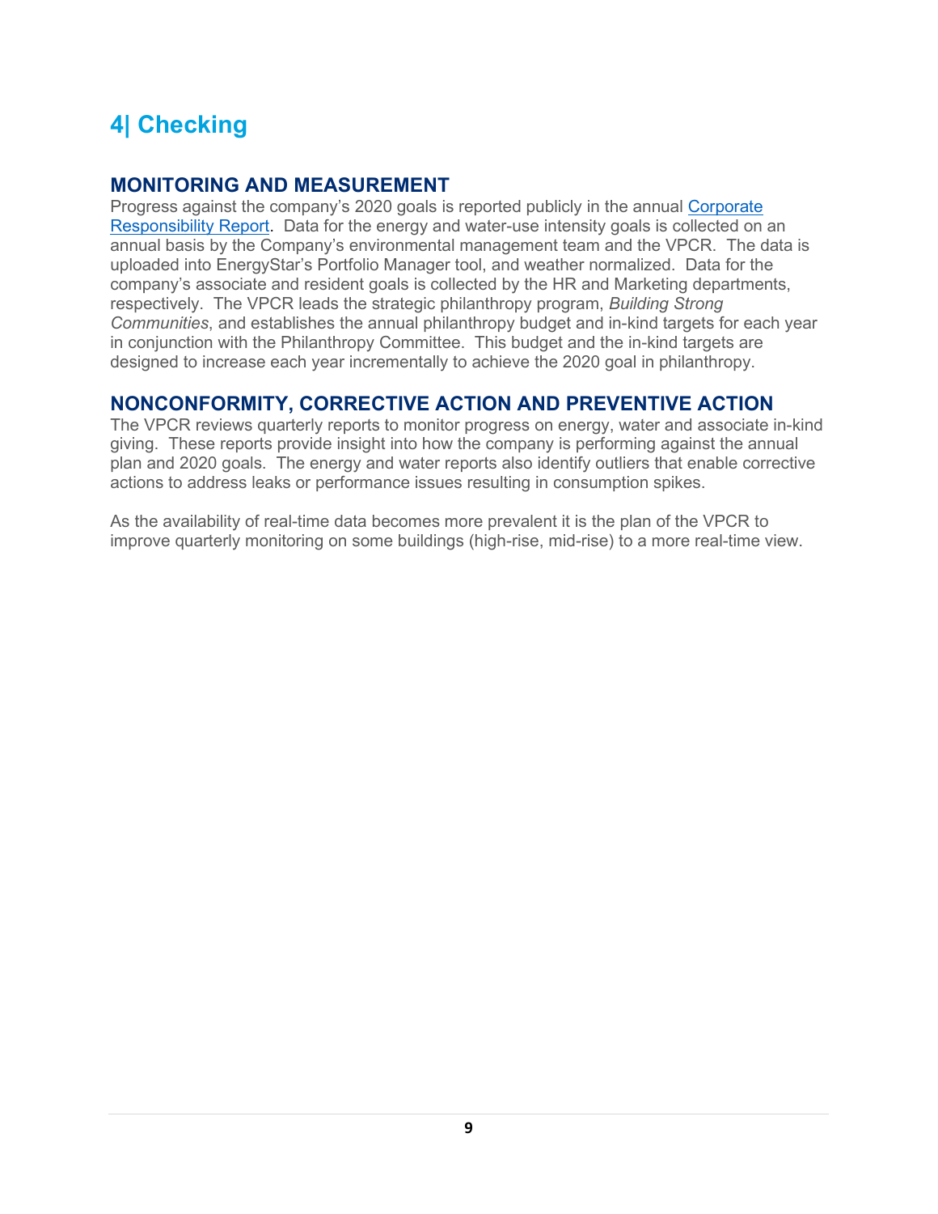# 4| Checking

## MONITORING AND MEASUREMENT

Progress against the company's 2020 goals is reported publicly in the annual [Corporate Responsibility Report](). Data for the energy and water-use intensity goals is collected on an annual basis by the Company's environmental management team and the VPCR. The data is uploaded into EnergyStar's Portfolio Manager tool, and weather normalized. Data for the company's associate and resident goals is collected by the HR and Marketing departments, respectively. The VPCR leads the strategic philanthropy program, *Building Strong Communities*, and establishes the annual philanthropy budget and in-kind targets for each year in conjunction with the Philanthropy Committee. This budget and the in-kind targets are designed to increase each year incrementally to achieve the 2020 goal in philanthropy.

## NONCONFORMITY, CORRECTIVE ACTION AND PREVENTIVE ACTION

The VPCR reviews quarterly reports to monitor progress on energy, water and associate in-kind giving. These reports provide insight into how the company is performing against the annual plan and 2020 goals. The energy and water reports also identify outliers that enable corrective actions to address leaks or performance issues resulting in consumption spikes.

As the availability of real-time data becomes more prevalent it is the plan of the VPCR to improve quarterly monitoring on some buildings (high-rise, mid-rise) to a more real-time view.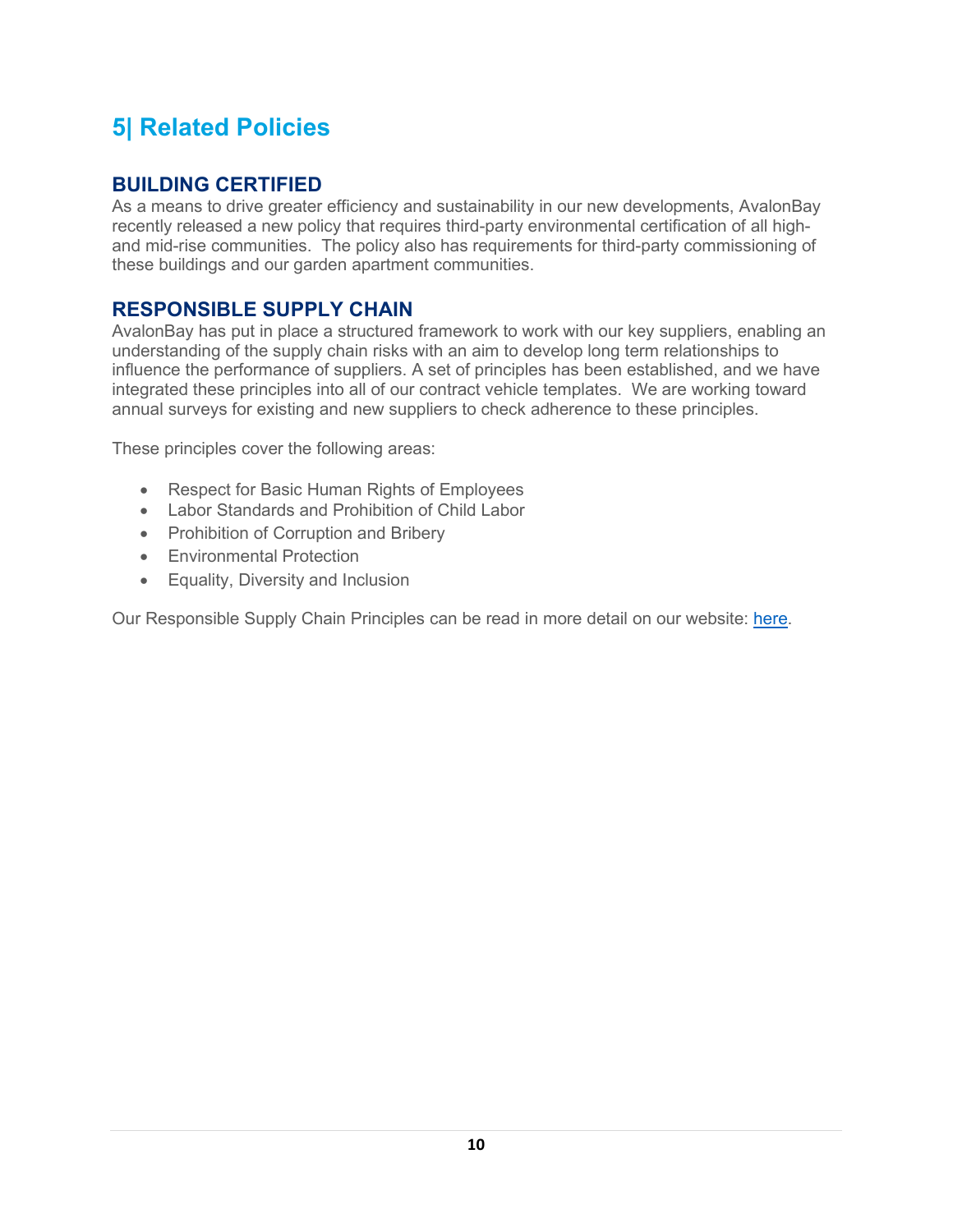# 5| Related Policies

## BUILDING CERTIFIED

As a means to drive greater efficiency and sustainability in our new developments, AvalonBay recently released a new policy that requires third-party environmental certification of all high- and mid-rise communities. The policy also has requirements for third-party commissioning of these buildings and our garden apartment communities.

## RESPONSIBLE SUPPLY CHAIN

AvalonBay has put in place a structured framework to work with our key suppliers, enabling an understanding of the supply chain risks with an aim to develop long term relationships to influence the performance of suppliers. A set of principles has been established, and we have integrated these principles into all of our contract vehicle templates. We are working toward annual surveys for existing and new suppliers to check adherence to these principles.

These principles cover the following areas:

- Respect for Basic Human Rights of Employees
- Labor Standards and Prohibition of Child Labor
- Prohibition of Corruption and Bribery
- Environmental Protection
- Equality, Diversity and Inclusion

Our Responsible Supply Chain Principles can be read in more detail on our website: here.